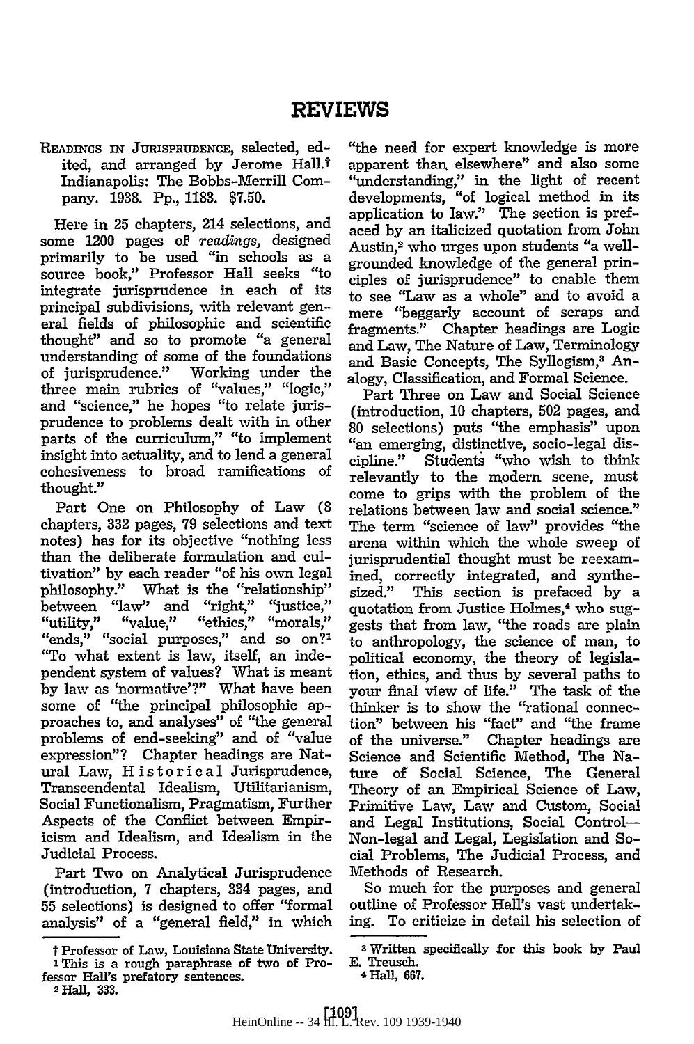# REVIEWS

READINGS IN JURISPRUDENCE, selected, edited, and arranged by Jerome Hall.† Indianapolis: The Bobbs-Merrill Company. 1938. Pp., 1183. $7.50.

Here in 25 chapters, 214 selections, and some 1200 pages of *readings*, designed primarily to be used "in schools as a source book," Professor Hall seeks "to integrate jurisprudence in each of its principal subdivisions, with relevant general fields of philosophic and scientific thought" and so to promote "a general understanding of some of the foundations of jurisprudence." Working under the three main rubrics of "values," "logic," and "science," he hopes "to relate jurisprudence to problems dealt with in other parts of the curriculum," "to implement insight into actuality, and to lend a general cohesiveness to broad ramifications of thought."

Part One on Philosophy of Law (8 chapters, 332 pages, 79 selections and text notes) has for its objective "nothing less than the deliberate formulation and cultivation" by each reader "of his own legal philosophy." What is the "relationship" between "law" and "right," "justice," "utility," "value," "ethics," "morals," "ends," "social purposes," and so on?[1] "To what extent is law, itself, an independent system of values? What is meant by law as 'normative'?" What have been some of "the principal philosophic approaches to, and analyses" of "the general problems of end-seeking" and of "value expression"? Chapter headings are Natural Law, Historical Jurisprudence, Transcendental Idealism, Utilitarianism, Social Functionalism, Pragmatism, Further Aspects of the Conflict between Empiricism and Idealism, and Idealism in the Judicial Process.

Part Two on Analytical Jurisprudence (introduction, 7 chapters, 334 pages, and 55 selections) is designed to offer "formal analysis" of a "general field," in which "the need for expert knowledge is more apparent than elsewhere" and also some "understanding," in the light of recent developments, "of logical method in its application to law." The section is prefaced by an italicized quotation from John Austin,[2] who urges upon students "a well-grounded knowledge of the general principles of jurisprudence" to enable them to see "Law as a whole" and to avoid a mere "beggarly account of scraps and fragments." Chapter headings are Logic and Law, The Nature of Law, Terminology and Basic Concepts, The Syllogism,[3] Analogy, Classification, and Formal Science.

Part Three on Law and Social Science (introduction, 10 chapters, 502 pages, and 80 selections) puts "the emphasis" upon "an emerging, distinctive, socio-legal discipline." Students "who wish to think relevantly to the modern scene, must come to grips with the problem of the relations between law and social science." The term "science of law" provides "the arena within which the whole sweep of jurisprudential thought must be reexamined, correctly integrated, and synthesized." This section is prefaced by a quotation from Justice Holmes,[4] who suggests that from law, "the roads are plain to anthropology, the science of man, to political economy, the theory of legislation, ethics, and thus by several paths to your final view of life." The task of the thinker is to show the "rational connection" between his "fact" and "the frame of the universe." Chapter headings are Science and Scientific Method, The Nature of Social Science, The General Theory of an Empirical Science of Law, Primitive Law, Law and Custom, Social and Legal Institutions, Social Control—Non-legal and Legal, Legislation and Social Problems, The Judicial Process, and Methods of Research.

So much for the purposes and general outline of Professor Hall's vast undertaking. To criticize in detail his selection of

---

† Professor of Law, Louisiana State University.

[1] This is a rough paraphrase of two of Professor Hall's prefatory sentences.

[2] Hall, 333.

[3] Written specifically for this book by Paul E. Treusch.

[4] Hall, 667.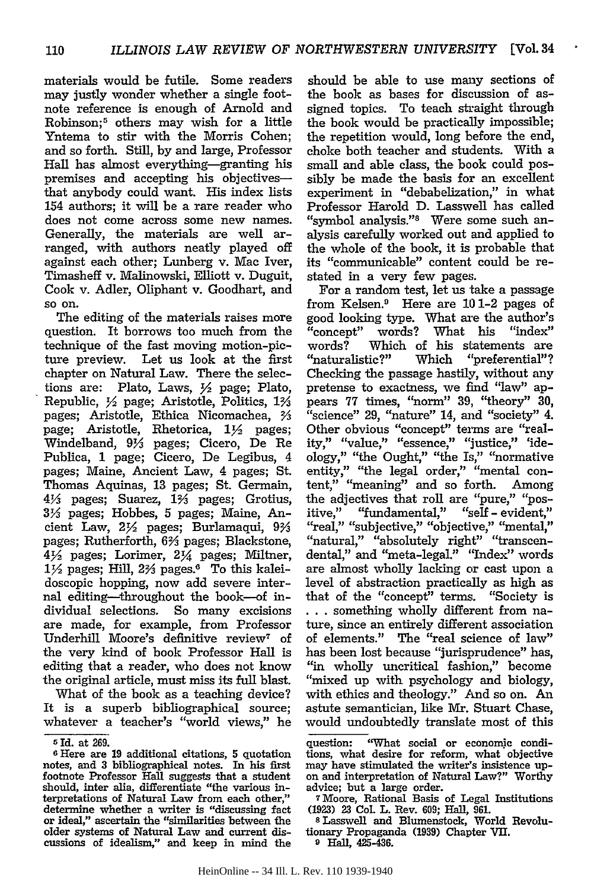materials would be futile. Some readers may justly wonder whether a single footnote reference is enough of Arnold and Robinson;[5] others may wish for a little Yntema to stir with the Morris Cohen; and so forth. Still, by and large, Professor Hall has almost everything—granting his premises and accepting his objectives—that anybody could want. His index lists 154 authors; it will be a rare reader who does not come across some new names. Generally, the materials are well arranged, with authors neatly played off against each other; Lunberg v. Mac Iver, Timasheff v. Malinowski, Elliott v. Duguit, Cook v. Adler, Oliphant v. Goodhart, and so on.

The editing of the materials raises more question. It borrows too much from the technique of the fast moving motion-picture preview. Let us look at the first chapter on Natural Law. There the selections are: Plato, Laws, ½ page; Plato, Republic, ½ page; Aristotle, Politics, 1⅔ pages; Aristotle, Ethica Nicomachea, ⅔ page; Aristotle, Rhetorica, 1½ pages; Windelband, 9⅓ pages; Cicero, De Re Publica, 1 page; Cicero, De Legibus, 4 pages; Maine, Ancient Law, 4 pages; St. Thomas Aquinas, 13 pages; St. Germain, 4⅓ pages; Suarez, 1⅔ pages; Grotius, 3⅓ pages; Hobbes, 5 pages; Maine, Ancient Law, 2½ pages; Burlamaqui, 9⅔ pages; Rutherforth, 6⅔ pages; Blackstone, 4½ pages; Lorimer, 2¼ pages; Miltner, 1½ pages; Hill, 2⅔ pages.[6] To this kaleidoscopic hopping, now add severe internal editing—throughout the book—of individual selections. So many excisions are made, for example, from Professor Underhill Moore's definitive review[7] of the very kind of book Professor Hall is editing that a reader, who does not know the original article, must miss its full blast.

What of the book as a teaching device? It is a superb bibliographical source; whatever a teacher's "world views," he should be able to use many sections of the book as bases for discussion of assigned topics. To teach straight through the book would be practically impossible; the repetition would, long before the end, choke both teacher and students. With a small and able class, the book could possibly be made the basis for an excellent experiment in "debabelization," in what Professor Harold D. Lasswell has called "symbol analysis."[8] Were some such analysis carefully worked out and applied to the whole of the book, it is probable that its "communicable" content could be restated in a very few pages.

For a random test, let us take a passage from Kelsen.[9] Here are 10 1-2 pages of good looking type. What are the author's "concept" words? What his "index" words? Which of his statements are "naturalistic?" Which "preferential"? Checking the passage hastily, without any pretense to exactness, we find "law" appears 77 times, "norm" 39, "theory" 30, "science" 29, "nature" 14, and "society" 4. Other obvious "concept" terms are "reality," "value," "essence," "justice," "ideology," "the Ought," "the Is," "normative entity," "the legal order," "mental content," "meaning" and so forth. Among the adjectives that roll are "pure," "positive," "fundamental," "self-evident," "real," "subjective," "objective," "mental," "natural," "absolutely right" "transcendental," and "meta-legal." "Index" words are almost wholly lacking or cast upon a level of abstraction practically as high as that of the "concept" terms. "Society is . . . something wholly different from nature, since an entirely different association of elements." The "real science of law" has been lost because "jurisprudence" has, "in wholly uncritical fashion," become "mixed up with psychology and biology, with ethics and theology." And so on. An astute semantician, like Mr. Stuart Chase, would undoubtedly translate most of this

---

[5] Id. at 269.

[6] Here are 19 additional citations, 5 quotation notes, and 3 bibliographical notes. In his first footnote Professor Hall suggests that a student should, inter alia, differentiate "the various interpretations of Natural Law from each other," determine whether a writer is "discussing fact or ideal," ascertain the "similarities between the older systems of Natural Law and current discussions of idealism," and keep in mind the question: "What social or economic conditions, what desire for reform, what objective may have stimulated the writer's insistence upon and interpretation of Natural Law?" Worthy advice; but a large order.

[7] Moore, Rational Basis of Legal Institutions (1923) 23 Col. L. Rev. 609; Hall, 961.

[8] Lasswell and Blumenstock, World Revolutionary Propaganda (1939) Chapter VII.

[9] Hall, 425-436.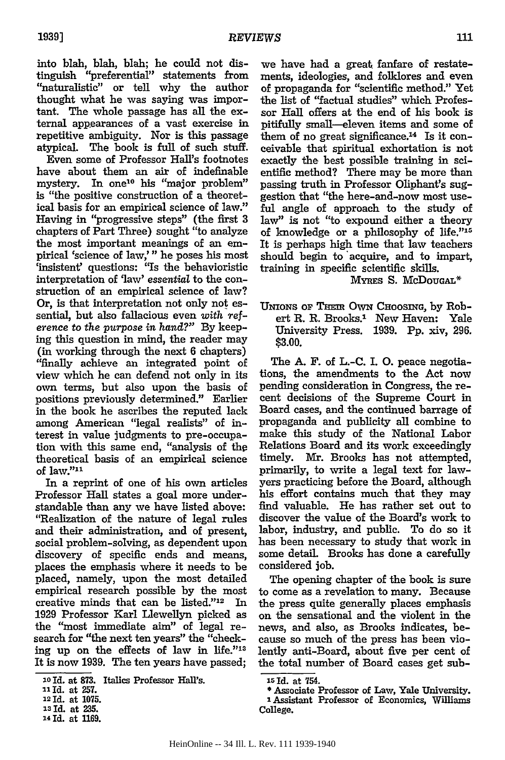into blah, blah, blah; he could not distinguish "preferential" statements from "naturalistic" or tell why the author thought what he was saying was important. The whole passage has all the external appearances of a vast exercise in repetitive ambiguity. Nor is this passage atypical. The book is full of such stuff.

Even some of Professor Hall's footnotes have about them an air of indefinable mystery. In one[10] his "major problem" is "the positive construction of a theoretical basis for an empirical science of law." Having in "progressive steps" (the first 3 chapters of Part Three) sought "to analyze the most important meanings of an empirical 'science of law,'" he poses his most 'insistent' questions: "Is the behavioristic interpretation of 'law' *essential* to the construction of an empirical science of law? Or, is that interpretation not only not essential, but also fallacious even *with reference to the purpose in hand?*" By keeping this question in mind, the reader may (in working through the next 6 chapters) "finally achieve an integrated point of view which he can defend not only in its own terms, but also upon the basis of positions previously determined." Earlier in the book he ascribes the reputed lack among American "legal realists" of interest in value judgments to pre-occupation with this same end, "analysis of the theoretical basis of an empirical science of law."[11]

In a reprint of one of his own articles Professor Hall states a goal more understandable than any we have listed above: "Realization of the nature of legal rules and their administration, and of present, social problem-solving, as dependent upon discovery of specific ends and means, places the emphasis where it needs to be placed, namely, upon the most detailed empirical research possible by the most creative minds that can be listed."[12] In 1929 Professor Karl Llewellyn picked as the "most immediate aim" of legal research for "the next ten years" the "checking up on the effects of law in life."[13] It is now 1939. The ten years have passed; we have had a great fanfare of restatements, ideologies, and folklores and even of propaganda for "scientific method." Yet the list of "factual studies" which Professor Hall offers at the end of his book is pitifully small—eleven items and some of them of no great significance.[14] Is it conceivable that spiritual exhortation is not exactly the best possible training in scientific method? There may be more than passing truth in Professor Oliphant's suggestion that "the here-and-now most useful angle of approach to the study of law" is not "to expound either a theory of knowledge or a philosophy of life."[15] It is perhaps high time that law teachers should begin to acquire, and to impart, training in specific scientific skills.

MYRES S. MCDOUGAL*

[10] Id. at 873. Italics Professor Hall's.

[11] Id. at 257.

[12] Id. at 1075.

[13] Id. at 235.

[14] Id. at 1169.

[15] Id. at 754.

\* Associate Professor of Law, Yale University.

UNIONS OF THEIR OWN CHOOSING, by Robert R. R. Brooks.[1] New Haven: Yale University Press. 1939. Pp. xiv, 296. $3.00.

The A. F. of L.-C. I. O. peace negotiations, the amendments to the Act now pending consideration in Congress, the recent decisions of the Supreme Court in Board cases, and the continued barrage of propaganda and publicity all combine to make this study of the National Labor Relations Board and its work exceedingly timely. Mr. Brooks has not attempted, primarily, to write a legal text for lawyers practicing before the Board, although his effort contains much that they may find valuable. He has rather set out to discover the value of the Board's work to labor, industry, and public. To do so it has been necessary to study that work in some detail. Brooks has done a carefully considered job.

The opening chapter of the book is sure to come as a revelation to many. Because the press quite generally places emphasis on the sensational and the violent in the news, and also, as Brooks indicates, because so much of the press has been violently anti-Board, about five per cent of the total number of Board cases get sub-

[1] Assistant Professor of Economics, Williams College.